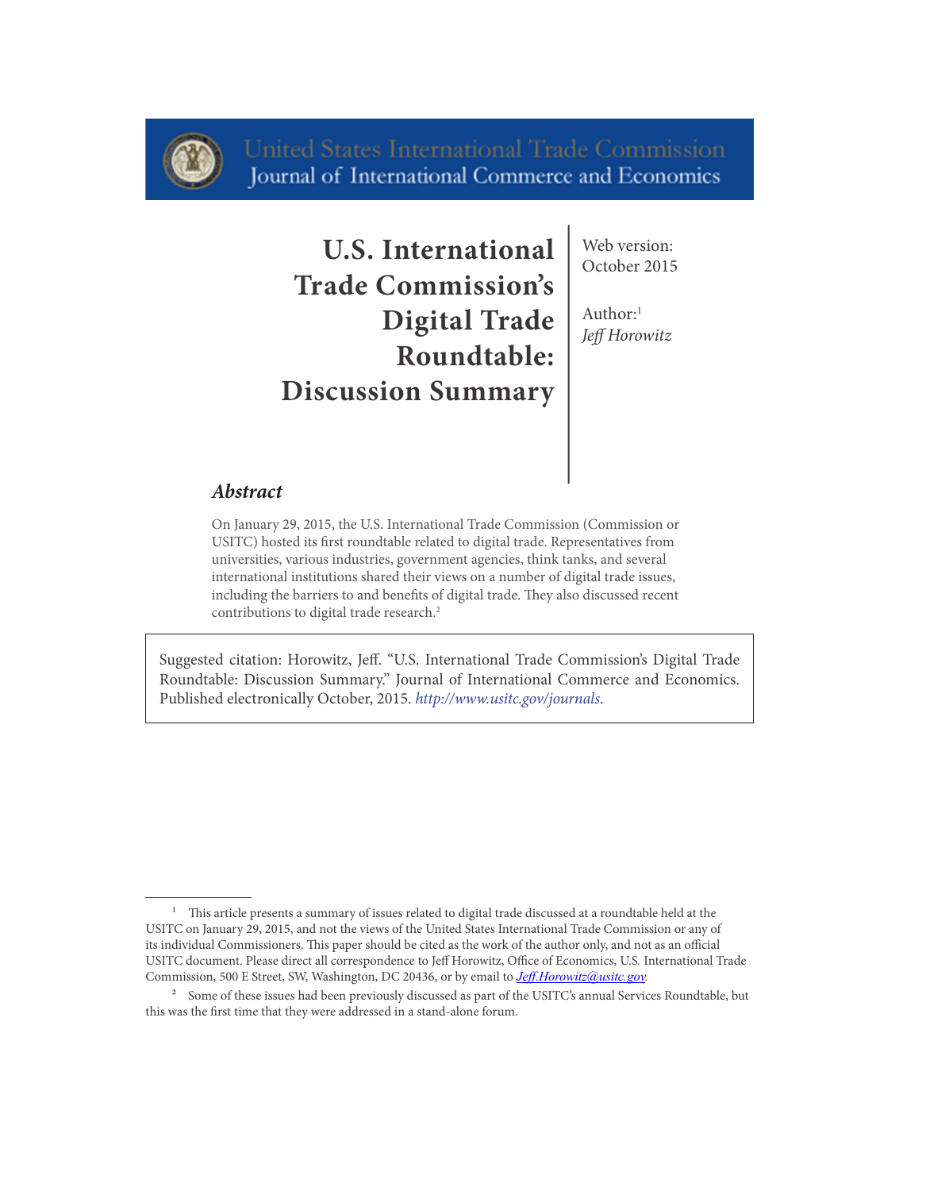United States International Trade Commission
Journal of International Commerce and Economics

# U.S. International Trade Commission's Digital Trade Roundtable: Discussion Summary

Web version: October 2015

Author:[1]
*Jeff Horowitz*

## *Abstract*

On January 29, 2015, the U.S. International Trade Commission (Commission or USITC) hosted its first roundtable related to digital trade. Representatives from universities, various industries, government agencies, think tanks, and several international institutions shared their views on a number of digital trade issues, including the barriers to and benefits of digital trade. They also discussed recent contributions to digital trade research.[2]

Suggested citation: Horowitz, Jeff. "U.S. International Trade Commission's Digital Trade Roundtable: Discussion Summary." Journal of International Commerce and Economics. Published electronically October, 2015. *http://www.usitc.gov/journals*.

---

[1] This article presents a summary of issues related to digital trade discussed at a roundtable held at the USITC on January 29, 2015, and not the views of the United States International Trade Commission or any of its individual Commissioners. This paper should be cited as the work of the author only, and not as an official USITC document. Please direct all correspondence to Jeff Horowitz, Office of Economics, U.S. International Trade Commission, 500 E Street, SW, Washington, DC 20436, or by email to *Jeff.Horowitz@usitc.gov*.

[2] Some of these issues had been previously discussed as part of the USITC's annual Services Roundtable, but this was the first time that they were addressed in a stand-alone forum.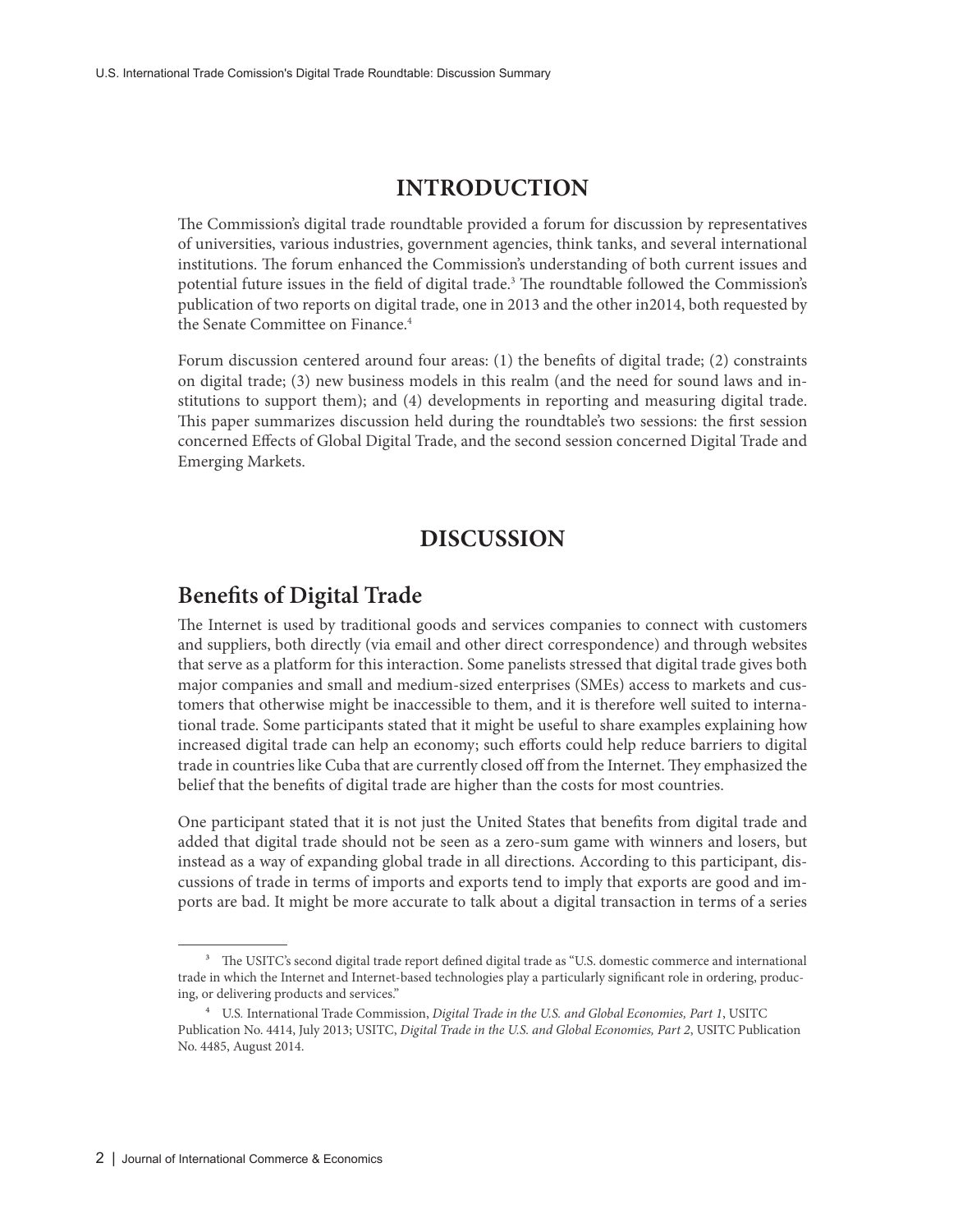# INTRODUCTION

The Commission's digital trade roundtable provided a forum for discussion by representatives of universities, various industries, government agencies, think tanks, and several international institutions. The forum enhanced the Commission's understanding of both current issues and potential future issues in the field of digital trade.[3] The roundtable followed the Commission's publication of two reports on digital trade, one in 2013 and the other in2014, both requested by the Senate Committee on Finance.[4]

Forum discussion centered around four areas: (1) the benefits of digital trade; (2) constraints on digital trade; (3) new business models in this realm (and the need for sound laws and institutions to support them); and (4) developments in reporting and measuring digital trade. This paper summarizes discussion held during the roundtable's two sessions: the first session concerned Effects of Global Digital Trade, and the second session concerned Digital Trade and Emerging Markets.

# DISCUSSION

## Benefits of Digital Trade

The Internet is used by traditional goods and services companies to connect with customers and suppliers, both directly (via email and other direct correspondence) and through websites that serve as a platform for this interaction. Some panelists stressed that digital trade gives both major companies and small and medium-sized enterprises (SMEs) access to markets and customers that otherwise might be inaccessible to them, and it is therefore well suited to international trade. Some participants stated that it might be useful to share examples explaining how increased digital trade can help an economy; such efforts could help reduce barriers to digital trade in countries like Cuba that are currently closed off from the Internet. They emphasized the belief that the benefits of digital trade are higher than the costs for most countries.

One participant stated that it is not just the United States that benefits from digital trade and added that digital trade should not be seen as a zero-sum game with winners and losers, but instead as a way of expanding global trade in all directions. According to this participant, discussions of trade in terms of imports and exports tend to imply that exports are good and imports are bad. It might be more accurate to talk about a digital transaction in terms of a series

---

[3] The USITC's second digital trade report defined digital trade as "U.S. domestic commerce and international trade in which the Internet and Internet-based technologies play a particularly significant role in ordering, producing, or delivering products and services."

[4] U.S. International Trade Commission, *Digital Trade in the U.S. and Global Economies, Part 1*, USITC Publication No. 4414, July 2013; USITC, *Digital Trade in the U.S. and Global Economies, Part 2*, USITC Publication No. 4485, August 2014.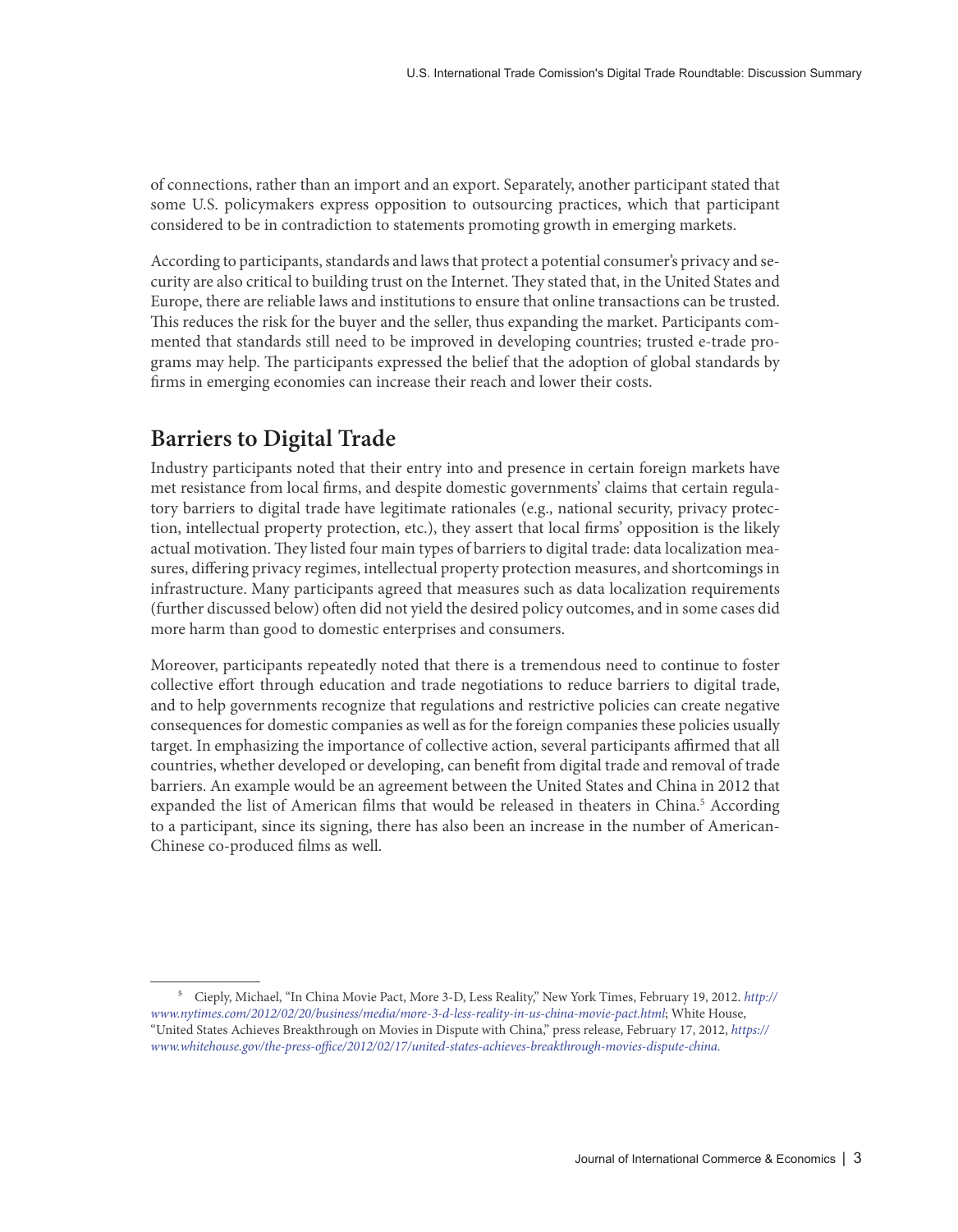of connections, rather than an import and an export. Separately, another participant stated that some U.S. policymakers express opposition to outsourcing practices, which that participant considered to be in contradiction to statements promoting growth in emerging markets.

According to participants, standards and laws that protect a potential consumer's privacy and security are also critical to building trust on the Internet. They stated that, in the United States and Europe, there are reliable laws and institutions to ensure that online transactions can be trusted. This reduces the risk for the buyer and the seller, thus expanding the market. Participants commented that standards still need to be improved in developing countries; trusted e-trade programs may help. The participants expressed the belief that the adoption of global standards by firms in emerging economies can increase their reach and lower their costs.

## Barriers to Digital Trade

Industry participants noted that their entry into and presence in certain foreign markets have met resistance from local firms, and despite domestic governments' claims that certain regulatory barriers to digital trade have legitimate rationales (e.g., national security, privacy protection, intellectual property protection, etc.), they assert that local firms' opposition is the likely actual motivation. They listed four main types of barriers to digital trade: data localization measures, differing privacy regimes, intellectual property protection measures, and shortcomings in infrastructure. Many participants agreed that measures such as data localization requirements (further discussed below) often did not yield the desired policy outcomes, and in some cases did more harm than good to domestic enterprises and consumers.

Moreover, participants repeatedly noted that there is a tremendous need to continue to foster collective effort through education and trade negotiations to reduce barriers to digital trade, and to help governments recognize that regulations and restrictive policies can create negative consequences for domestic companies as well as for the foreign companies these policies usually target. In emphasizing the importance of collective action, several participants affirmed that all countries, whether developed or developing, can benefit from digital trade and removal of trade barriers. An example would be an agreement between the United States and China in 2012 that expanded the list of American films that would be released in theaters in China.[5] According to a participant, since its signing, there has also been an increase in the number of American-Chinese co-produced films as well.

---

[5] Cieply, Michael, "In China Movie Pact, More 3-D, Less Reality," New York Times, February 19, 2012. *http://www.nytimes.com/2012/02/20/business/media/more-3-d-less-reality-in-us-china-movie-pact.html*; White House, "United States Achieves Breakthrough on Movies in Dispute with China," press release, February 17, 2012, *https://www.whitehouse.gov/the-press-office/2012/02/17/united-states-achieves-breakthrough-movies-dispute-china.*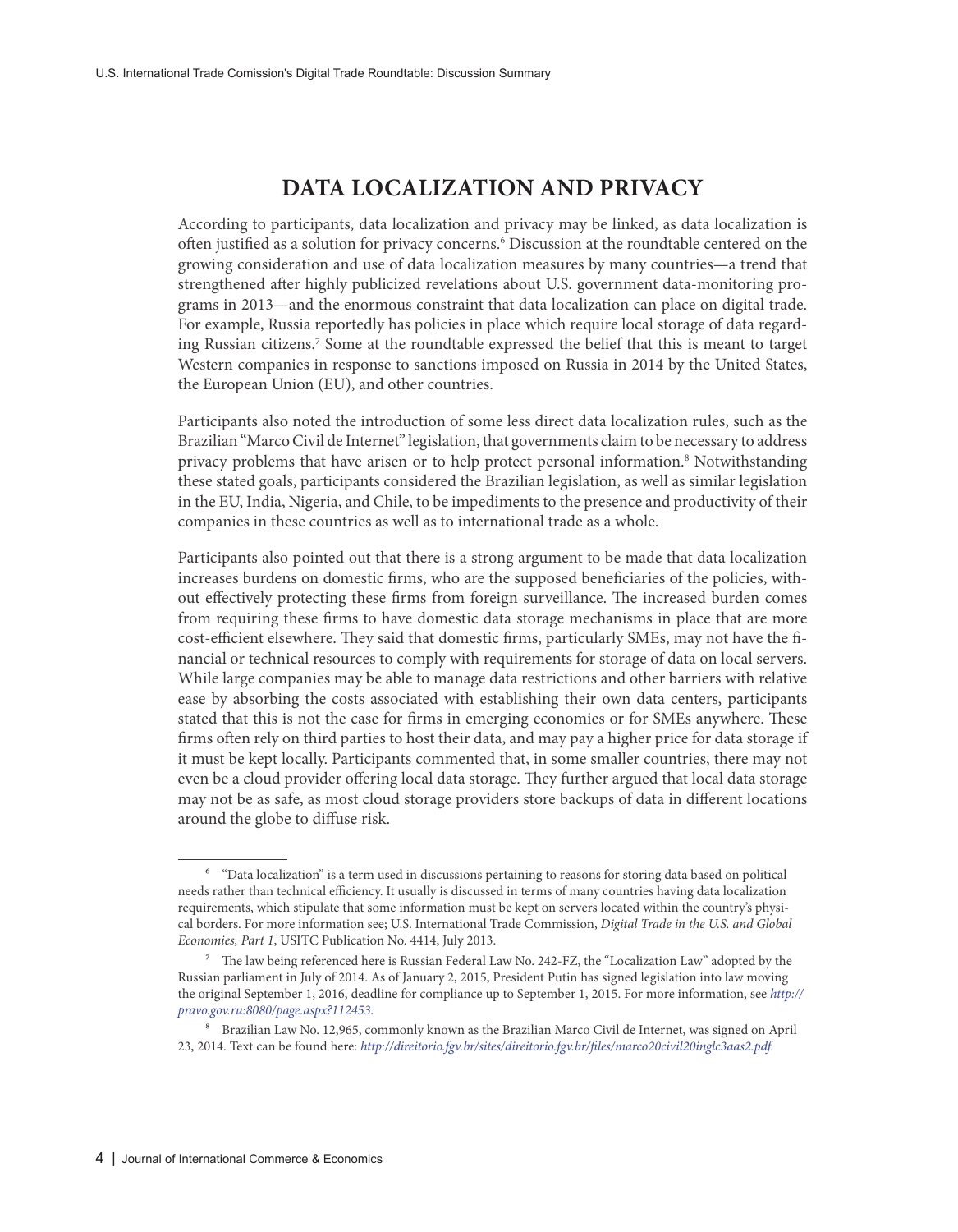# DATA LOCALIZATION AND PRIVACY

According to participants, data localization and privacy may be linked, as data localization is often justified as a solution for privacy concerns.[6] Discussion at the roundtable centered on the growing consideration and use of data localization measures by many countries—a trend that strengthened after highly publicized revelations about U.S. government data-monitoring programs in 2013—and the enormous constraint that data localization can place on digital trade. For example, Russia reportedly has policies in place which require local storage of data regarding Russian citizens.[7] Some at the roundtable expressed the belief that this is meant to target Western companies in response to sanctions imposed on Russia in 2014 by the United States, the European Union (EU), and other countries.

Participants also noted the introduction of some less direct data localization rules, such as the Brazilian "Marco Civil de Internet" legislation, that governments claim to be necessary to address privacy problems that have arisen or to help protect personal information.[8] Notwithstanding these stated goals, participants considered the Brazilian legislation, as well as similar legislation in the EU, India, Nigeria, and Chile, to be impediments to the presence and productivity of their companies in these countries as well as to international trade as a whole.

Participants also pointed out that there is a strong argument to be made that data localization increases burdens on domestic firms, who are the supposed beneficiaries of the policies, without effectively protecting these firms from foreign surveillance. The increased burden comes from requiring these firms to have domestic data storage mechanisms in place that are more cost-efficient elsewhere. They said that domestic firms, particularly SMEs, may not have the financial or technical resources to comply with requirements for storage of data on local servers. While large companies may be able to manage data restrictions and other barriers with relative ease by absorbing the costs associated with establishing their own data centers, participants stated that this is not the case for firms in emerging economies or for SMEs anywhere. These firms often rely on third parties to host their data, and may pay a higher price for data storage if it must be kept locally. Participants commented that, in some smaller countries, there may not even be a cloud provider offering local data storage. They further argued that local data storage may not be as safe, as most cloud storage providers store backups of data in different locations around the globe to diffuse risk.

---

[6] "Data localization" is a term used in discussions pertaining to reasons for storing data based on political needs rather than technical efficiency. It usually is discussed in terms of many countries having data localization requirements, which stipulate that some information must be kept on servers located within the country's physical borders. For more information see; U.S. International Trade Commission, *Digital Trade in the U.S. and Global Economies, Part 1*, USITC Publication No. 4414, July 2013.

[7] The law being referenced here is Russian Federal Law No. 242-FZ, the "Localization Law" adopted by the Russian parliament in July of 2014. As of January 2, 2015, President Putin has signed legislation into law moving the original September 1, 2016, deadline for compliance up to September 1, 2015. For more information, see *http://pravo.gov.ru:8080/page.aspx?112453*.

[8] Brazilian Law No. 12,965, commonly known as the Brazilian Marco Civil de Internet, was signed on April 23, 2014. Text can be found here: *http://direitorio.fgv.br/sites/direitorio.fgv.br/files/marco20civil20inglc3aas2.pdf.*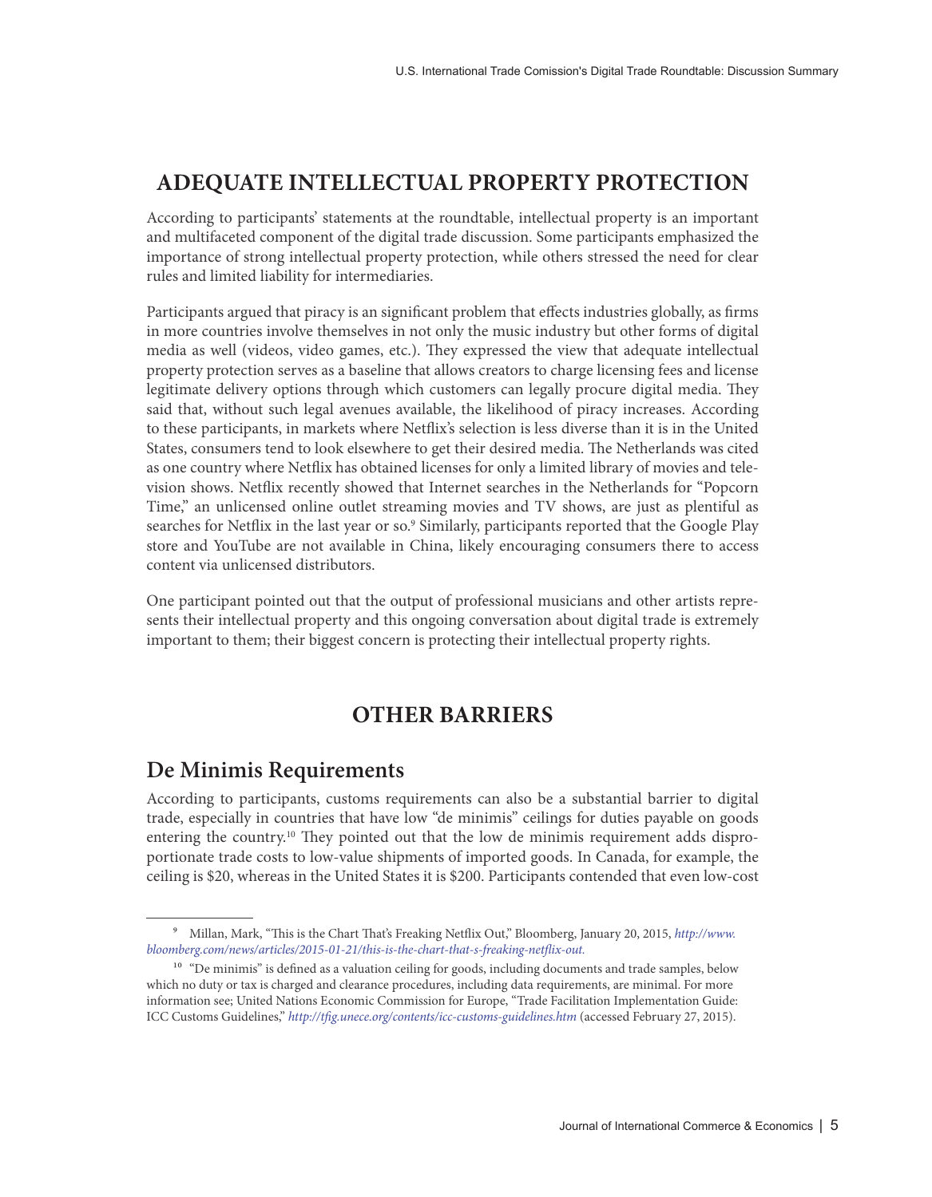## ADEQUATE INTELLECTUAL PROPERTY PROTECTION

According to participants' statements at the roundtable, intellectual property is an important and multifaceted component of the digital trade discussion. Some participants emphasized the importance of strong intellectual property protection, while others stressed the need for clear rules and limited liability for intermediaries.

Participants argued that piracy is an significant problem that effects industries globally, as firms in more countries involve themselves in not only the music industry but other forms of digital media as well (videos, video games, etc.). They expressed the view that adequate intellectual property protection serves as a baseline that allows creators to charge licensing fees and license legitimate delivery options through which customers can legally procure digital media. They said that, without such legal avenues available, the likelihood of piracy increases. According to these participants, in markets where Netflix's selection is less diverse than it is in the United States, consumers tend to look elsewhere to get their desired media. The Netherlands was cited as one country where Netflix has obtained licenses for only a limited library of movies and television shows. Netflix recently showed that Internet searches in the Netherlands for "Popcorn Time," an unlicensed online outlet streaming movies and TV shows, are just as plentiful as searches for Netflix in the last year or so.[9] Similarly, participants reported that the Google Play store and YouTube are not available in China, likely encouraging consumers there to access content via unlicensed distributors.

One participant pointed out that the output of professional musicians and other artists represents their intellectual property and this ongoing conversation about digital trade is extremely important to them; their biggest concern is protecting their intellectual property rights.

## OTHER BARRIERS

### De Minimis Requirements

According to participants, customs requirements can also be a substantial barrier to digital trade, especially in countries that have low "de minimis" ceilings for duties payable on goods entering the country.[10] They pointed out that the low de minimis requirement adds disproportionate trade costs to low-value shipments of imported goods. In Canada, for example, the ceiling is $20, whereas in the United States it is $200. Participants contended that even low-cost

---

[9] Millan, Mark, "This is the Chart That's Freaking Netflix Out," Bloomberg, January 20, 2015, *http://www.bloomberg.com/news/articles/2015-01-21/this-is-the-chart-that-s-freaking-netflix-out.*

[10] "De minimis" is defined as a valuation ceiling for goods, including documents and trade samples, below which no duty or tax is charged and clearance procedures, including data requirements, are minimal. For more information see; United Nations Economic Commission for Europe, "Trade Facilitation Implementation Guide: ICC Customs Guidelines," *http://tfig.unece.org/contents/icc-customs-guidelines.htm* (accessed February 27, 2015).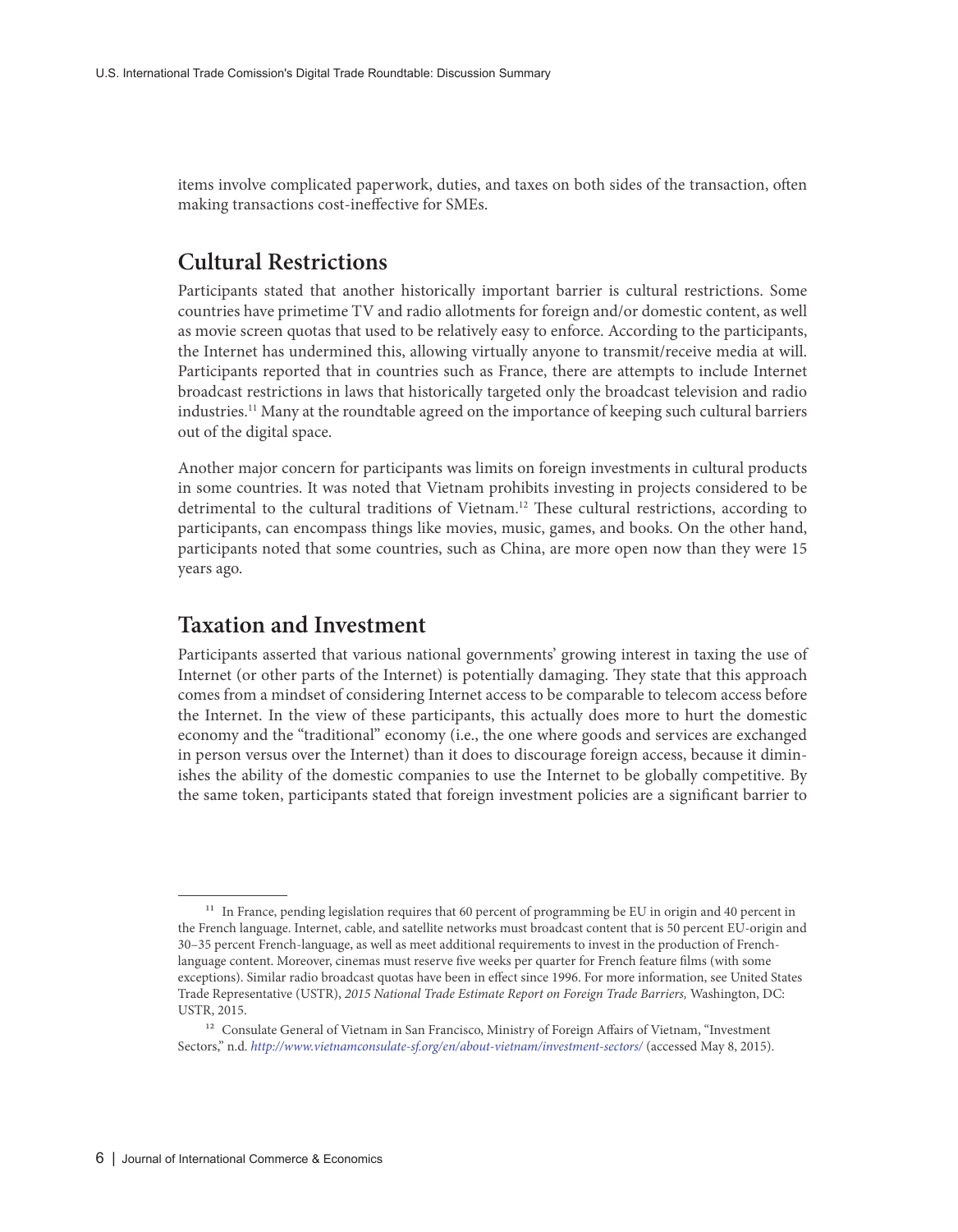items involve complicated paperwork, duties, and taxes on both sides of the transaction, often making transactions cost-ineffective for SMEs.

## Cultural Restrictions

Participants stated that another historically important barrier is cultural restrictions. Some countries have primetime TV and radio allotments for foreign and/or domestic content, as well as movie screen quotas that used to be relatively easy to enforce. According to the participants, the Internet has undermined this, allowing virtually anyone to transmit/receive media at will. Participants reported that in countries such as France, there are attempts to include Internet broadcast restrictions in laws that historically targeted only the broadcast television and radio industries.[11] Many at the roundtable agreed on the importance of keeping such cultural barriers out of the digital space.

Another major concern for participants was limits on foreign investments in cultural products in some countries. It was noted that Vietnam prohibits investing in projects considered to be detrimental to the cultural traditions of Vietnam.[12] These cultural restrictions, according to participants, can encompass things like movies, music, games, and books. On the other hand, participants noted that some countries, such as China, are more open now than they were 15 years ago.

## Taxation and Investment

Participants asserted that various national governments' growing interest in taxing the use of Internet (or other parts of the Internet) is potentially damaging. They state that this approach comes from a mindset of considering Internet access to be comparable to telecom access before the Internet. In the view of these participants, this actually does more to hurt the domestic economy and the "traditional" economy (i.e., the one where goods and services are exchanged in person versus over the Internet) than it does to discourage foreign access, because it diminishes the ability of the domestic companies to use the Internet to be globally competitive. By the same token, participants stated that foreign investment policies are a significant barrier to

---

[11] In France, pending legislation requires that 60 percent of programming be EU in origin and 40 percent in the French language. Internet, cable, and satellite networks must broadcast content that is 50 percent EU-origin and 30–35 percent French-language, as well as meet additional requirements to invest in the production of French-language content. Moreover, cinemas must reserve five weeks per quarter for French feature films (with some exceptions). Similar radio broadcast quotas have been in effect since 1996. For more information, see United States Trade Representative (USTR), *2015 National Trade Estimate Report on Foreign Trade Barriers,* Washington, DC: USTR, 2015.

[12] Consulate General of Vietnam in San Francisco, Ministry of Foreign Affairs of Vietnam, "Investment Sectors," n.d. *http://www.vietnamconsulate-sf.org/en/about-vietnam/investment-sectors/* (accessed May 8, 2015).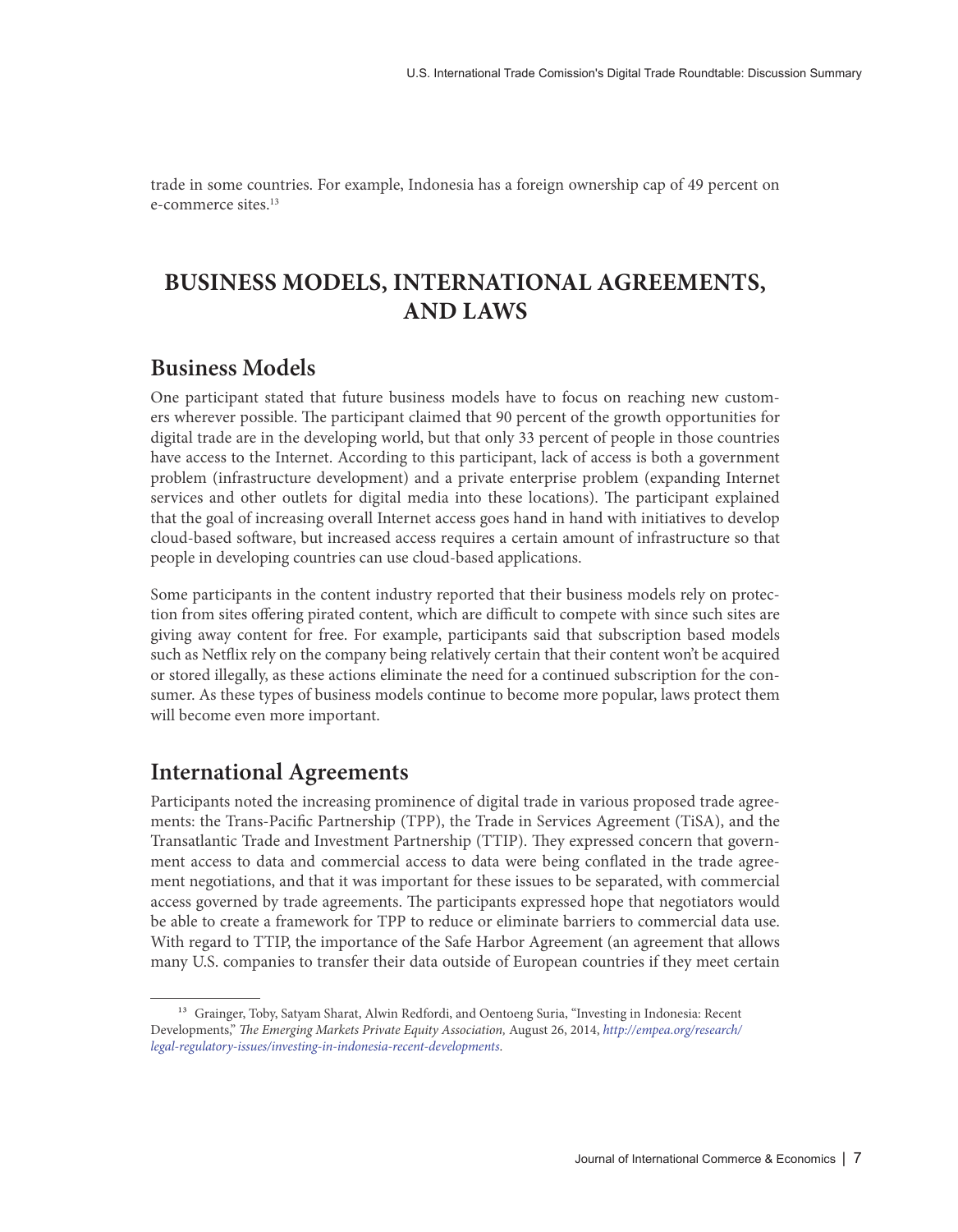trade in some countries. For example, Indonesia has a foreign ownership cap of 49 percent on e-commerce sites.[13]

# BUSINESS MODELS, INTERNATIONAL AGREEMENTS, AND LAWS

## Business Models

One participant stated that future business models have to focus on reaching new customers wherever possible. The participant claimed that 90 percent of the growth opportunities for digital trade are in the developing world, but that only 33 percent of people in those countries have access to the Internet. According to this participant, lack of access is both a government problem (infrastructure development) and a private enterprise problem (expanding Internet services and other outlets for digital media into these locations). The participant explained that the goal of increasing overall Internet access goes hand in hand with initiatives to develop cloud-based software, but increased access requires a certain amount of infrastructure so that people in developing countries can use cloud-based applications.

Some participants in the content industry reported that their business models rely on protection from sites offering pirated content, which are difficult to compete with since such sites are giving away content for free. For example, participants said that subscription based models such as Netflix rely on the company being relatively certain that their content won't be acquired or stored illegally, as these actions eliminate the need for a continued subscription for the consumer. As these types of business models continue to become more popular, laws protect them will become even more important.

## International Agreements

Participants noted the increasing prominence of digital trade in various proposed trade agreements: the Trans-Pacific Partnership (TPP), the Trade in Services Agreement (TiSA), and the Transatlantic Trade and Investment Partnership (TTIP). They expressed concern that government access to data and commercial access to data were being conflated in the trade agreement negotiations, and that it was important for these issues to be separated, with commercial access governed by trade agreements. The participants expressed hope that negotiators would be able to create a framework for TPP to reduce or eliminate barriers to commercial data use. With regard to TTIP, the importance of the Safe Harbor Agreement (an agreement that allows many U.S. companies to transfer their data outside of European countries if they meet certain

---

[13] Grainger, Toby, Satyam Sharat, Alwin Redfordi, and Oentoeng Suria, "Investing in Indonesia: Recent Developments," *The Emerging Markets Private Equity Association,* August 26, 2014, *http://empea.org/research/legal-regulatory-issues/investing-in-indonesia-recent-developments*.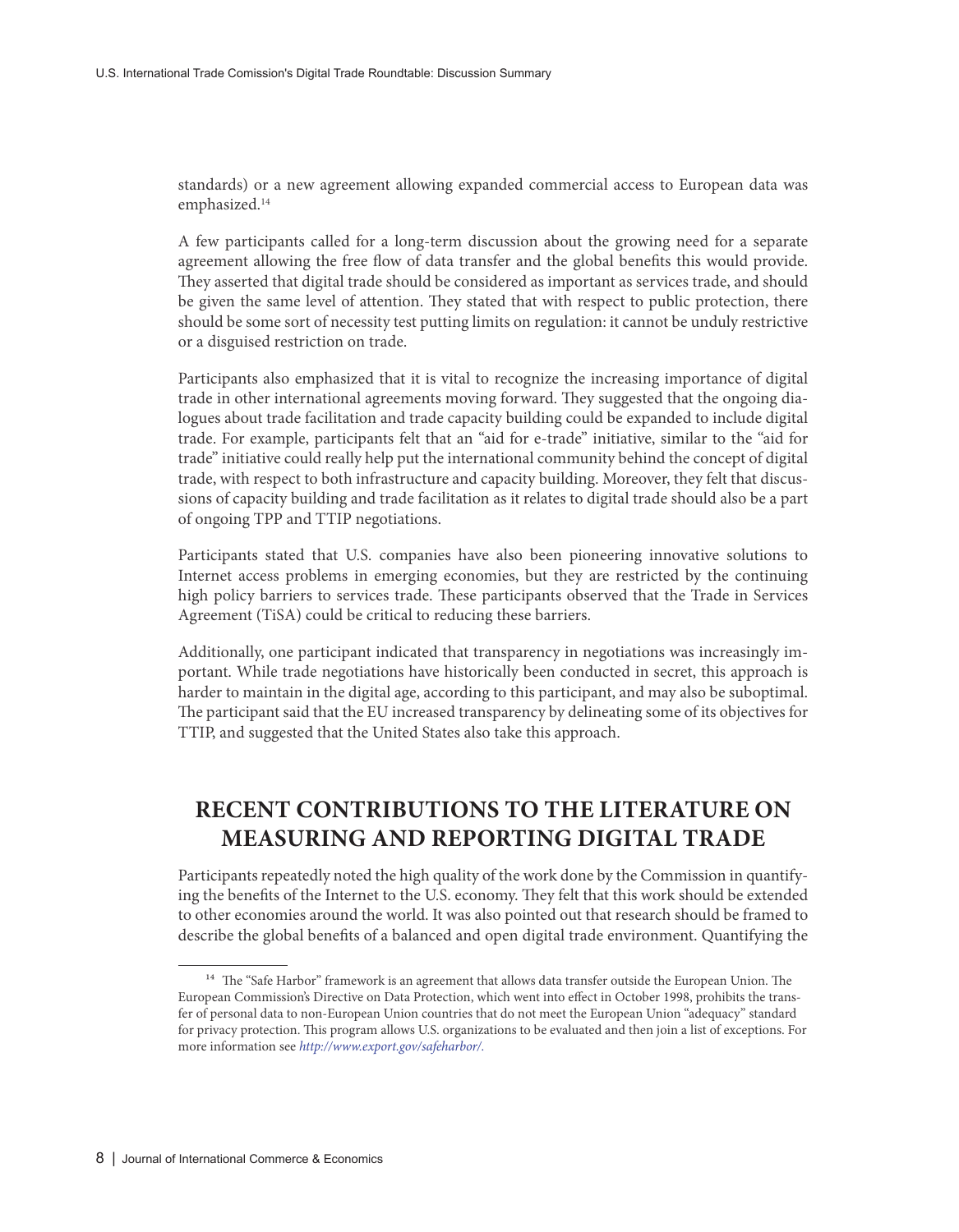standards) or a new agreement allowing expanded commercial access to European data was emphasized.[14]

A few participants called for a long-term discussion about the growing need for a separate agreement allowing the free flow of data transfer and the global benefits this would provide. They asserted that digital trade should be considered as important as services trade, and should be given the same level of attention. They stated that with respect to public protection, there should be some sort of necessity test putting limits on regulation: it cannot be unduly restrictive or a disguised restriction on trade.

Participants also emphasized that it is vital to recognize the increasing importance of digital trade in other international agreements moving forward. They suggested that the ongoing dialogues about trade facilitation and trade capacity building could be expanded to include digital trade. For example, participants felt that an "aid for e-trade" initiative, similar to the "aid for trade" initiative could really help put the international community behind the concept of digital trade, with respect to both infrastructure and capacity building. Moreover, they felt that discussions of capacity building and trade facilitation as it relates to digital trade should also be a part of ongoing TPP and TTIP negotiations.

Participants stated that U.S. companies have also been pioneering innovative solutions to Internet access problems in emerging economies, but they are restricted by the continuing high policy barriers to services trade. These participants observed that the Trade in Services Agreement (TiSA) could be critical to reducing these barriers.

Additionally, one participant indicated that transparency in negotiations was increasingly important. While trade negotiations have historically been conducted in secret, this approach is harder to maintain in the digital age, according to this participant, and may also be suboptimal. The participant said that the EU increased transparency by delineating some of its objectives for TTIP, and suggested that the United States also take this approach.

## RECENT CONTRIBUTIONS TO THE LITERATURE ON MEASURING AND REPORTING DIGITAL TRADE

Participants repeatedly noted the high quality of the work done by the Commission in quantifying the benefits of the Internet to the U.S. economy. They felt that this work should be extended to other economies around the world. It was also pointed out that research should be framed to describe the global benefits of a balanced and open digital trade environment. Quantifying the

[14] The "Safe Harbor" framework is an agreement that allows data transfer outside the European Union. The European Commission's Directive on Data Protection, which went into effect in October 1998, prohibits the transfer of personal data to non-European Union countries that do not meet the European Union "adequacy" standard for privacy protection. This program allows U.S. organizations to be evaluated and then join a list of exceptions. For more information see *http://www.export.gov/safeharbor/.*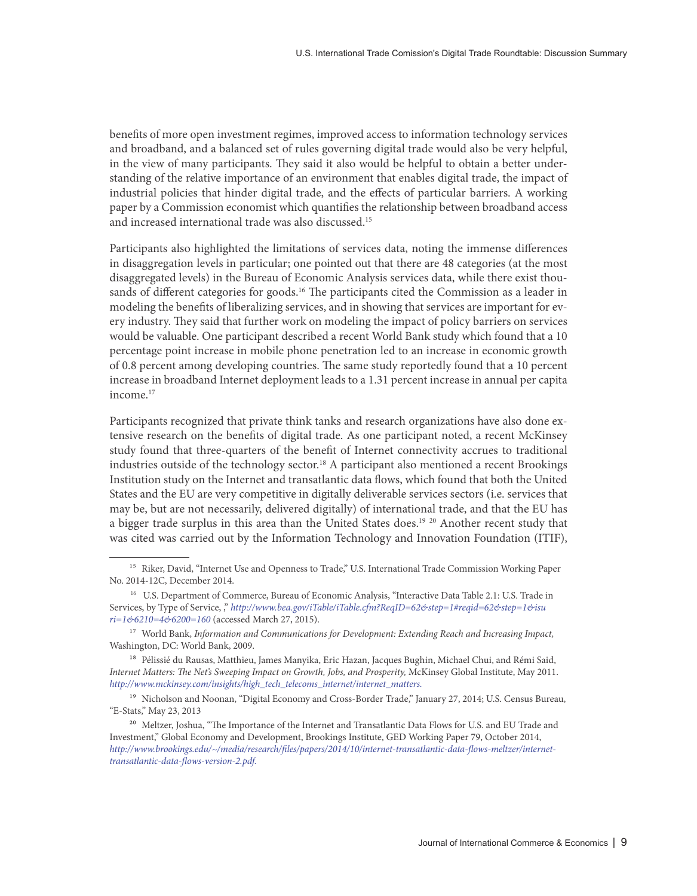benefits of more open investment regimes, improved access to information technology services and broadband, and a balanced set of rules governing digital trade would also be very helpful, in the view of many participants. They said it also would be helpful to obtain a better understanding of the relative importance of an environment that enables digital trade, the impact of industrial policies that hinder digital trade, and the effects of particular barriers. A working paper by a Commission economist which quantifies the relationship between broadband access and increased international trade was also discussed.[15]

Participants also highlighted the limitations of services data, noting the immense differences in disaggregation levels in particular; one pointed out that there are 48 categories (at the most disaggregated levels) in the Bureau of Economic Analysis services data, while there exist thousands of different categories for goods.[16] The participants cited the Commission as a leader in modeling the benefits of liberalizing services, and in showing that services are important for every industry. They said that further work on modeling the impact of policy barriers on services would be valuable. One participant described a recent World Bank study which found that a 10 percentage point increase in mobile phone penetration led to an increase in economic growth of 0.8 percent among developing countries. The same study reportedly found that a 10 percent increase in broadband Internet deployment leads to a 1.31 percent increase in annual per capita income.[17]

Participants recognized that private think tanks and research organizations have also done extensive research on the benefits of digital trade. As one participant noted, a recent McKinsey study found that three-quarters of the benefit of Internet connectivity accrues to traditional industries outside of the technology sector.[18] A participant also mentioned a recent Brookings Institution study on the Internet and transatlantic data flows, which found that both the United States and the EU are very competitive in digitally deliverable services sectors (i.e. services that may be, but are not necessarily, delivered digitally) of international trade, and that the EU has a bigger trade surplus in this area than the United States does.[19] [20] Another recent study that was cited was carried out by the Information Technology and Innovation Foundation (ITIF),

---

[15] Riker, David, "Internet Use and Openness to Trade," U.S. International Trade Commission Working Paper No. 2014-12C, December 2014.

[16] U.S. Department of Commerce, Bureau of Economic Analysis, "Interactive Data Table 2.1: U.S. Trade in Services, by Type of Service, ," *http://www.bea.gov/iTable/iTable.cfm?ReqID=62&step=1#reqid=62&step=1&isuri=1&6210=4&6200=160* (accessed March 27, 2015).

[17] World Bank, *Information and Communications for Development: Extending Reach and Increasing Impact,* Washington, DC: World Bank, 2009.

[18] Pélissié du Rausas, Matthieu, James Manyika, Eric Hazan, Jacques Bughin, Michael Chui, and Rémi Said, *Internet Matters: The Net's Sweeping Impact on Growth, Jobs, and Prosperity,* McKinsey Global Institute, May 2011. *http://www.mckinsey.com/insights/high_tech_telecoms_internet/internet_matters.*

[19] Nicholson and Noonan, "Digital Economy and Cross-Border Trade," January 27, 2014; U.S. Census Bureau, "E-Stats," May 23, 2013

[20] Meltzer, Joshua, "The Importance of the Internet and Transatlantic Data Flows for U.S. and EU Trade and Investment," Global Economy and Development, Brookings Institute, GED Working Paper 79, October 2014, *http://www.brookings.edu/~/media/research/files/papers/2014/10/internet-transatlantic-data-flows-meltzer/internet-transatlantic-data-flows-version-2.pdf.*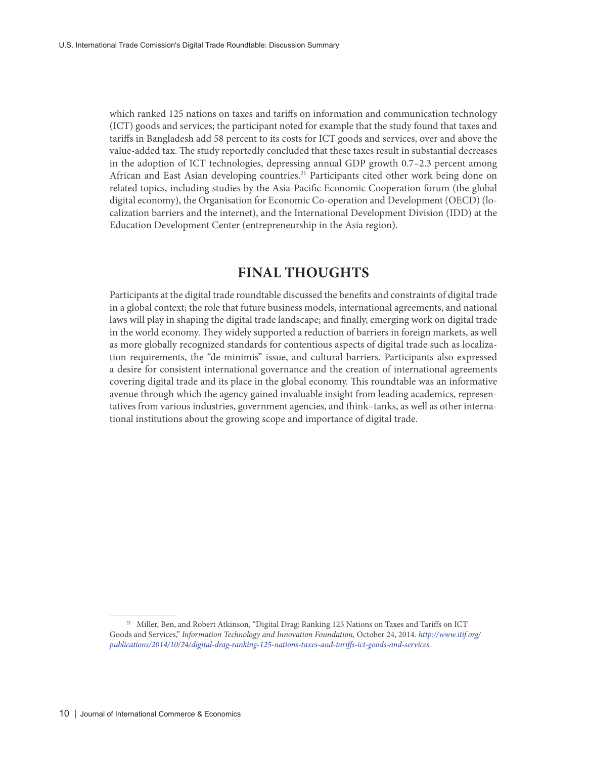which ranked 125 nations on taxes and tariffs on information and communication technology (ICT) goods and services; the participant noted for example that the study found that taxes and tariffs in Bangladesh add 58 percent to its costs for ICT goods and services, over and above the value-added tax. The study reportedly concluded that these taxes result in substantial decreases in the adoption of ICT technologies, depressing annual GDP growth 0.7–2.3 percent among African and East Asian developing countries.[21] Participants cited other work being done on related topics, including studies by the Asia-Pacific Economic Cooperation forum (the global digital economy), the Organisation for Economic Co-operation and Development (OECD) (localization barriers and the internet), and the International Development Division (IDD) at the Education Development Center (entrepreneurship in the Asia region).

## FINAL THOUGHTS

Participants at the digital trade roundtable discussed the benefits and constraints of digital trade in a global context; the role that future business models, international agreements, and national laws will play in shaping the digital trade landscape; and finally, emerging work on digital trade in the world economy. They widely supported a reduction of barriers in foreign markets, as well as more globally recognized standards for contentious aspects of digital trade such as localization requirements, the "de minimis" issue, and cultural barriers. Participants also expressed a desire for consistent international governance and the creation of international agreements covering digital trade and its place in the global economy. This roundtable was an informative avenue through which the agency gained invaluable insight from leading academics, representatives from various industries, government agencies, and think–tanks, as well as other international institutions about the growing scope and importance of digital trade.

---

[21] Miller, Ben, and Robert Atkinson, "Digital Drag: Ranking 125 Nations on Taxes and Tariffs on ICT Goods and Services," *Information Technology and Innovation Foundation,* October 24, 2014. *http://www.itif.org/publications/2014/10/24/digital-drag-ranking-125-nations-taxes-and-tariffs-ict-goods-and-services.*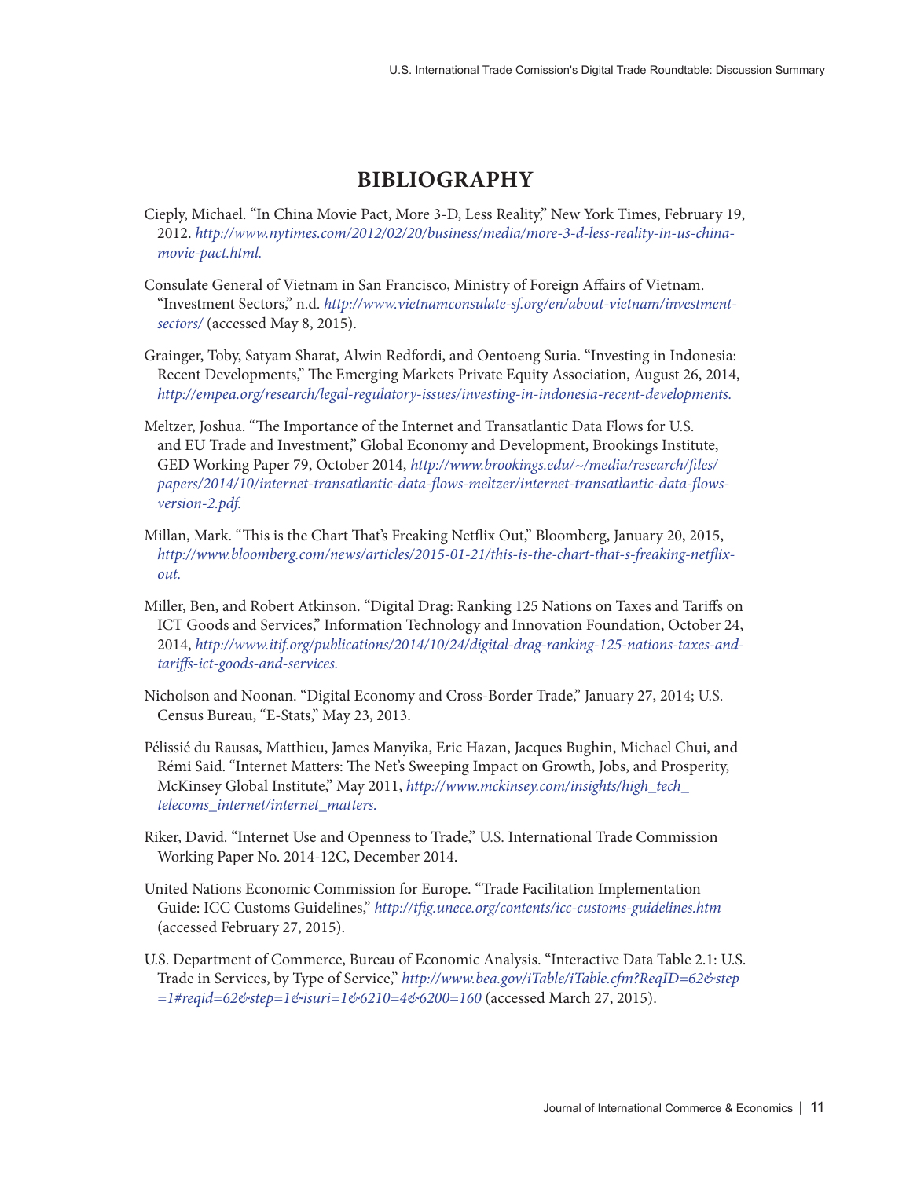# BIBLIOGRAPHY

Cieply, Michael. "In China Movie Pact, More 3-D, Less Reality," New York Times, February 19, 2012. *http://www.nytimes.com/2012/02/20/business/media/more-3-d-less-reality-in-us-china-movie-pact.html.*

Consulate General of Vietnam in San Francisco, Ministry of Foreign Affairs of Vietnam. "Investment Sectors," n.d. *http://www.vietnamconsulate-sf.org/en/about-vietnam/investment-sectors/* (accessed May 8, 2015).

Grainger, Toby, Satyam Sharat, Alwin Redfordi, and Oentoeng Suria. "Investing in Indonesia: Recent Developments," The Emerging Markets Private Equity Association, August 26, 2014, *http://empea.org/research/legal-regulatory-issues/investing-in-indonesia-recent-developments.*

Meltzer, Joshua. "The Importance of the Internet and Transatlantic Data Flows for U.S. and EU Trade and Investment," Global Economy and Development, Brookings Institute, GED Working Paper 79, October 2014, *http://www.brookings.edu/~/media/research/files/papers/2014/10/internet-transatlantic-data-flows-meltzer/internet-transatlantic-data-flows-version-2.pdf.*

Millan, Mark. "This is the Chart That's Freaking Netflix Out," Bloomberg, January 20, 2015, *http://www.bloomberg.com/news/articles/2015-01-21/this-is-the-chart-that-s-freaking-netflix-out.*

Miller, Ben, and Robert Atkinson. "Digital Drag: Ranking 125 Nations on Taxes and Tariffs on ICT Goods and Services," Information Technology and Innovation Foundation, October 24, 2014, *http://www.itif.org/publications/2014/10/24/digital-drag-ranking-125-nations-taxes-and-tariffs-ict-goods-and-services.*

Nicholson and Noonan. "Digital Economy and Cross-Border Trade," January 27, 2014; U.S. Census Bureau, "E-Stats," May 23, 2013.

Pélissié du Rausas, Matthieu, James Manyika, Eric Hazan, Jacques Bughin, Michael Chui, and Rémi Said. "Internet Matters: The Net's Sweeping Impact on Growth, Jobs, and Prosperity, McKinsey Global Institute," May 2011, *http://www.mckinsey.com/insights/high_tech_telecoms_internet/internet_matters.*

Riker, David. "Internet Use and Openness to Trade," U.S. International Trade Commission Working Paper No. 2014-12C, December 2014.

United Nations Economic Commission for Europe. "Trade Facilitation Implementation Guide: ICC Customs Guidelines," *http://tfig.unece.org/contents/icc-customs-guidelines.htm* (accessed February 27, 2015).

U.S. Department of Commerce, Bureau of Economic Analysis. "Interactive Data Table 2.1: U.S. Trade in Services, by Type of Service," *http://www.bea.gov/iTable/iTable.cfm?ReqID=62&step=1#reqid=62&step=1&isuri=1&6210=4&6200=160* (accessed March 27, 2015).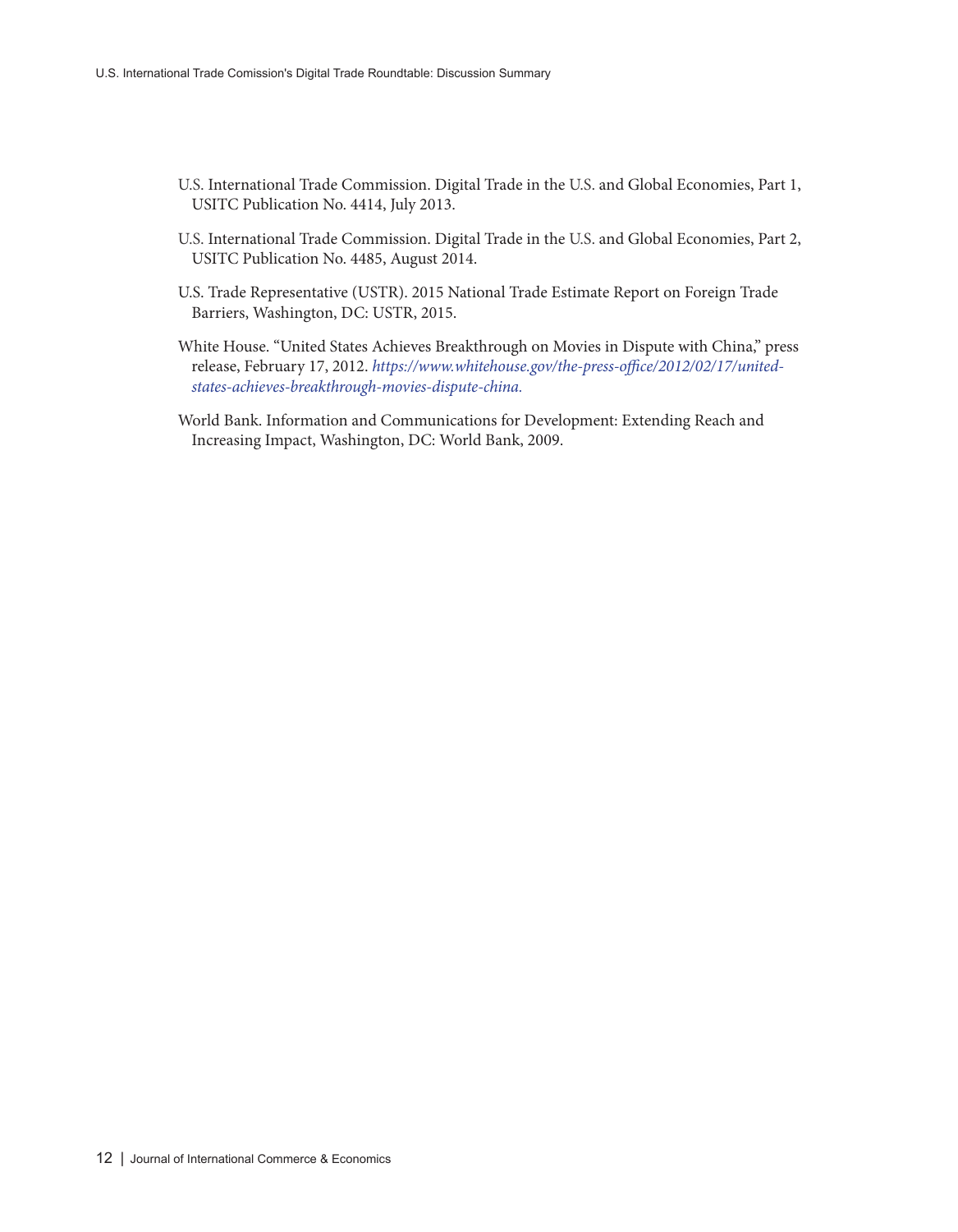U.S. International Trade Commission. Digital Trade in the U.S. and Global Economies, Part 1, USITC Publication No. 4414, July 2013.

U.S. International Trade Commission. Digital Trade in the U.S. and Global Economies, Part 2, USITC Publication No. 4485, August 2014.

U.S. Trade Representative (USTR). 2015 National Trade Estimate Report on Foreign Trade Barriers, Washington, DC: USTR, 2015.

White House. "United States Achieves Breakthrough on Movies in Dispute with China," press release, February 17, 2012. *https://www.whitehouse.gov/the-press-office/2012/02/17/united-states-achieves-breakthrough-movies-dispute-china.*

World Bank. Information and Communications for Development: Extending Reach and Increasing Impact, Washington, DC: World Bank, 2009.